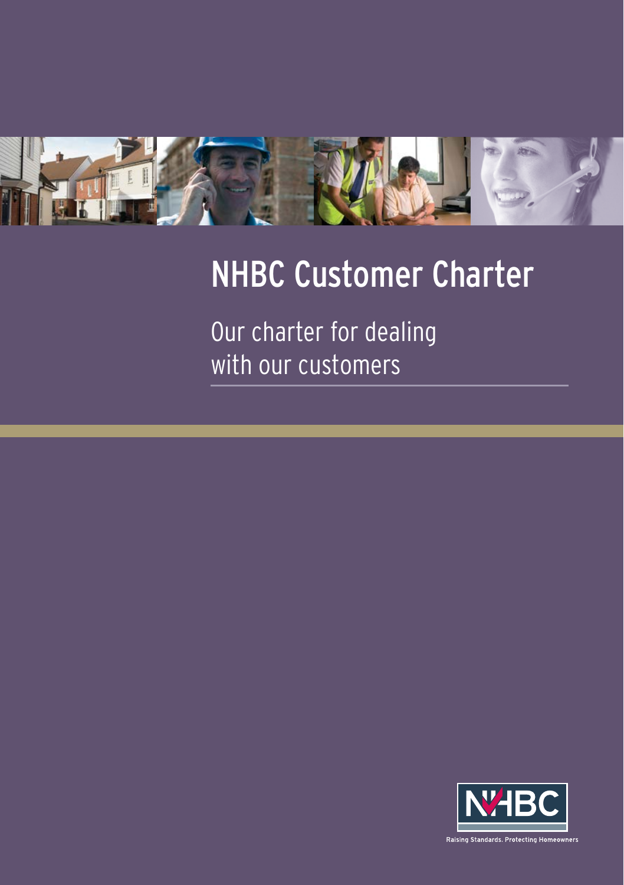# NHBC Customer Charter

Our charter for dealing with our customers

NHBC

Raising Standards. Protecting Homeowners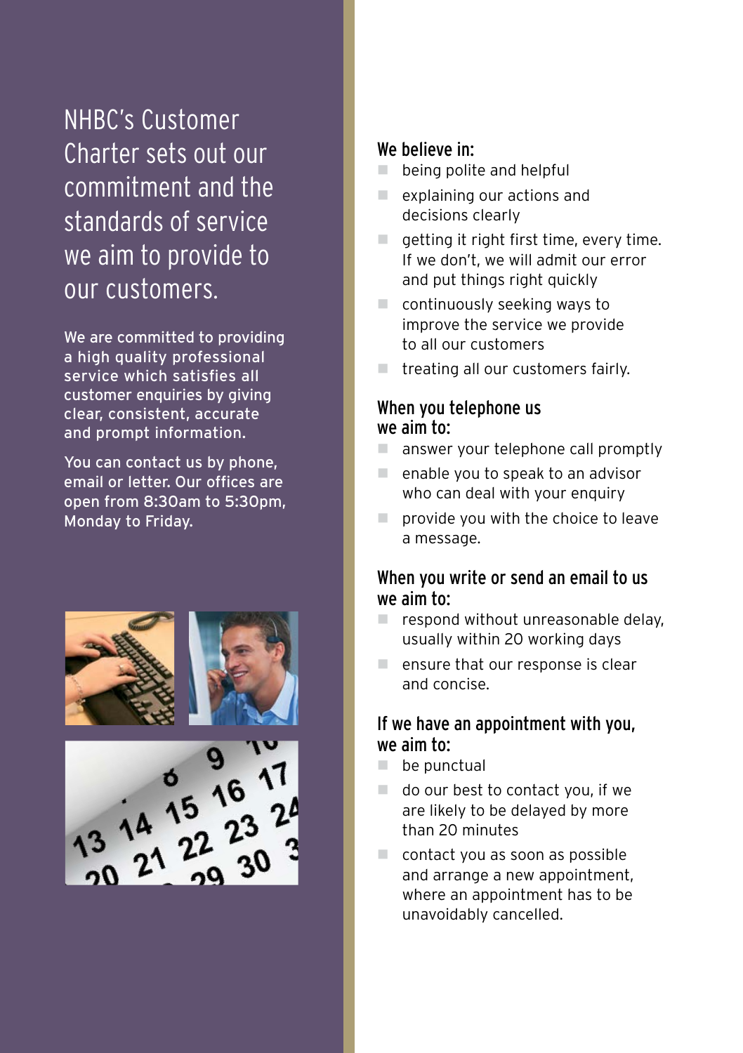# NHBC's Customer Charter sets out our commitment and the standards of service we aim to provide to our customers.

We are committed to providing a high quality professional service which satisfies all customer enquiries by giving clear, consistent, accurate and prompt information.

You can contact us by phone, email or letter. Our offices are open from 8:30am to 5:30pm, Monday to Friday.

### We believe in:

- being polite and helpful
- explaining our actions and decisions clearly
- getting it right first time, every time. If we don't, we will admit our error and put things right quickly
- continuously seeking ways to improve the service we provide to all our customers
- treating all our customers fairly.

### When you telephone us we aim to:

- answer your telephone call promptly
- enable you to speak to an advisor who can deal with your enquiry
- provide you with the choice to leave a message.

### When you write or send an email to us we aim to:

- respond without unreasonable delay, usually within 20 working days
- ensure that our response is clear and concise.

### If we have an appointment with you, we aim to:

- be punctual
- do our best to contact you, if we are likely to be delayed by more than 20 minutes
- contact you as soon as possible and arrange a new appointment, where an appointment has to be unavoidably cancelled.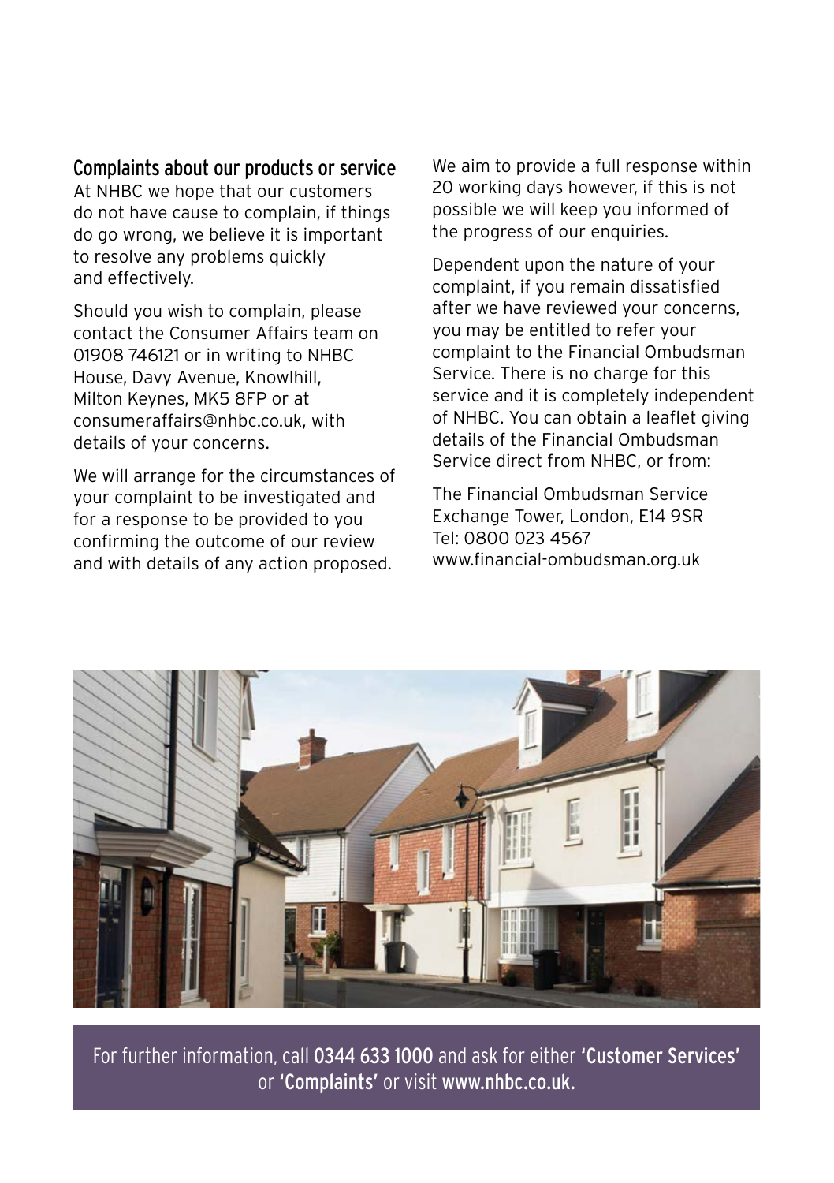## Complaints about our products or service

At NHBC we hope that our customers do not have cause to complain, if things do go wrong, we believe it is important to resolve any problems quickly and effectively.

Should you wish to complain, please contact the Consumer Affairs team on 01908 746121 or in writing to NHBC House, Davy Avenue, Knowlhill, Milton Keynes, MK5 8FP or at consumeraffairs@nhbc.co.uk, with details of your concerns.

We will arrange for the circumstances of your complaint to be investigated and for a response to be provided to you confirming the outcome of our review and with details of any action proposed.

We aim to provide a full response within 20 working days however, if this is not possible we will keep you informed of the progress of our enquiries.

Dependent upon the nature of your complaint, if you remain dissatisfied after we have reviewed your concerns, you may be entitled to refer your complaint to the Financial Ombudsman Service. There is no charge for this service and it is completely independent of NHBC. You can obtain a leaflet giving details of the Financial Ombudsman Service direct from NHBC, or from:

The Financial Ombudsman Service
Exchange Tower, London, E14 9SR
Tel: 0800 023 4567
www.financial-ombudsman.org.uk

For further information, call **0344 633 1000** and ask for either **'Customer Services'** or **'Complaints'** or visit **www.nhbc.co.uk.**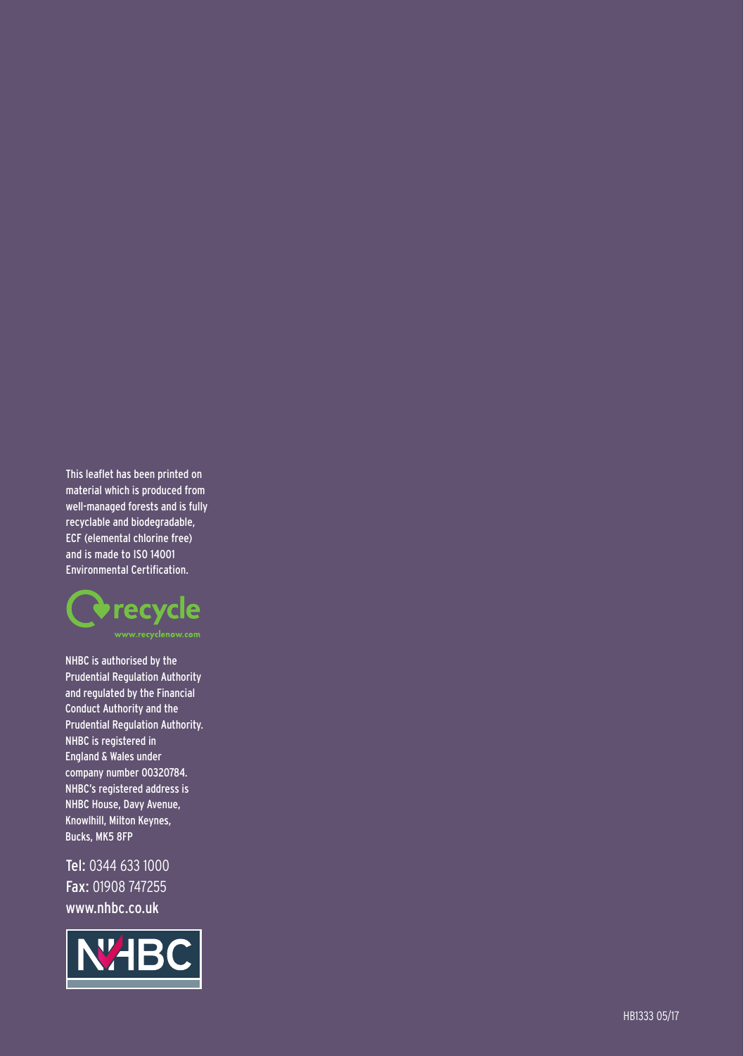This leaflet has been printed on material which is produced from well-managed forests and is fully recyclable and biodegradable, ECF (elemental chlorine free) and is made to ISO 14001 Environmental Certification.

recycle
www.recyclenow.com

NHBC is authorised by the Prudential Regulation Authority and regulated by the Financial Conduct Authority and the Prudential Regulation Authority. NHBC is registered in England & Wales under company number 00320784. NHBC's registered address is NHBC House, Davy Avenue, Knowlhill, Milton Keynes, Bucks, MK5 8FP

**Tel:** 0344 633 1000
**Fax:** 01908 747255
www.nhbc.co.uk

NHBC

HB1333 05/17